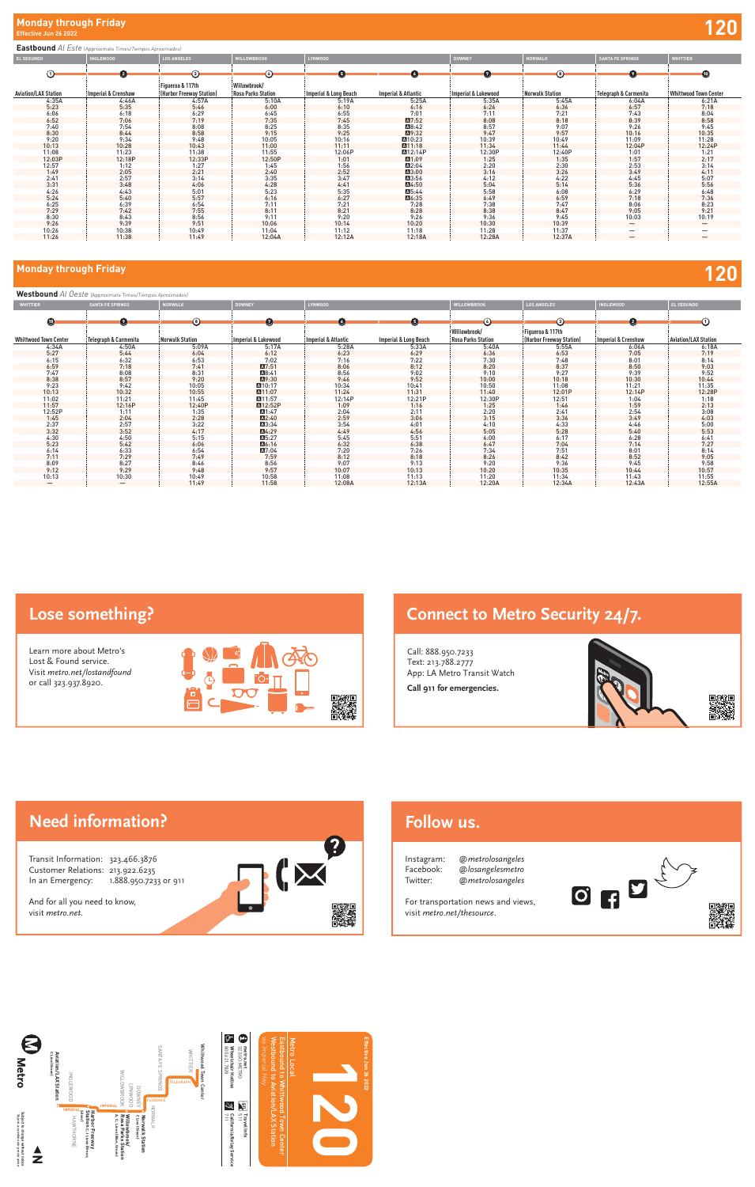## Monday through Friday

Effective Jun 26 2022

# 120

**Eastbound** *Al Este (Approximate Times/Tiempos Aproximados)*

| EL SEGUNDO | INGLEWOOD | LOS ANGELES | WILLOWBROOK | LYNWOOD | | DOWNEY | NORWALK | SANTA FE SPRINGS | WHITTIER |
|---|---|---|---|---|---|---|---|---|---|
| 1 | 2 | 3 | 4 | 5 | 6 | 7 | 8 | 9 | 10 |
| Aviation/LAX Station | Imperial & Crenshaw | Figueroa & 117th (Harbor Freeway Station) | Willowbrook/ Rosa Parks Station | Imperial & Long Beach | Imperial & Atlantic | Imperial & Lakewood | Norwalk Station | Telegraph & Carmenita | Whittwood Town Center |
| 4:35A | 4:46A | 4:57A | 5:10A | 5:19A | 5:25A | 5:35A | 5:45A | 6:04A | 6:21A |
| 5:23 | 5:35 | 5:46 | 6:00 | 6:10 | 6:16 | 6:26 | 6:36 | 6:57 | 7:18 |
| 6:06 | 6:18 | 6:29 | 6:45 | 6:55 | 7:01 | 7:11 | 7:21 | 7:43 | 8:04 |
| 6:52 | 7:06 | 7:19 | 7:35 | 7:45 | A7:52 | 8:08 | 8:18 | 8:39 | 8:58 |
| 7:40 | 7:54 | 8:08 | 8:25 | 8:35 | A8:42 | 8:57 | 9:07 | 9:26 | 9:45 |
| 8:30 | 8:44 | 8:58 | 9:15 | 9:25 | A9:32 | 9:47 | 9:57 | 10:16 | 10:35 |
| 9:20 | 9:34 | 9:48 | 10:05 | 10:16 | A10:23 | 10:39 | 10:49 | 11:09 | 11:28 |
| 10:13 | 10:28 | 10:43 | 11:00 | 11:11 | A11:18 | 11:34 | 11:44 | 12:04P | 12:24P |
| 11:08 | 11:23 | 11:38 | 11:55 | 12:06P | A12:14P | 12:30P | 12:40P | 1:01 | 1:21 |
| 12:03P | 12:18P | 12:33P | 12:50P | 1:01 | A1:09 | 1:25 | 1:35 | 1:57 | 2:17 |
| 12:57 | 1:12 | 1:27 | 1:45 | 1:56 | A2:04 | 2:20 | 2:30 | 2:53 | 3:14 |
| 1:49 | 2:05 | 2:21 | 2:40 | 2:52 | A3:00 | 3:16 | 3:26 | 3:49 | 4:11 |
| 2:41 | 2:57 | 3:14 | 3:35 | 3:47 | A3:56 | 4:12 | 4:22 | 4:45 | 5:07 |
| 3:31 | 3:48 | 4:06 | 4:28 | 4:41 | A4:50 | 5:04 | 5:14 | 5:36 | 5:56 |
| 4:26 | 4:43 | 5:01 | 5:23 | 5:35 | A5:44 | 5:58 | 6:08 | 6:29 | 6:48 |
| 5:24 | 5:40 | 5:57 | 6:16 | 6:27 | A6:35 | 6:49 | 6:59 | 7:18 | 7:36 |
| 6:25 | 6:39 | 6:54 | 7:11 | 7:21 | 7:28 | 7:38 | 7:47 | 8:06 | 8:23 |
| 7:29 | 7:42 | 7:55 | 8:11 | 8:21 | 8:28 | 8:38 | 8:47 | 9:05 | 9:21 |
| 8:30 | 8:43 | 8:56 | 9:11 | 9:20 | 9:26 | 9:36 | 9:45 | 10:03 | 10:19 |
| 9:26 | 9:39 | 9:51 | 10:06 | 10:14 | 10:20 | 10:30 | 10:39 | — | — |
| 10:26 | 10:38 | 10:49 | 11:04 | 11:12 | 11:18 | 11:28 | 11:37 | — | — |
| 11:26 | 11:38 | 11:49 | 12:04A | 12:12A | 12:18A | 12:28A | 12:37A | — | — |

## Monday through Friday

# 120

**Westbound** *Al Oeste (Approximate Times/Tiempos Aproximados)*

| WHITTIER | SANTA FE SPRINGS | NORWALK | DOWNEY | LYNWOOD | | WILLOWBROOK | LOS ANGELES | INGLEWOOD | EL SEGUNDO |
|---|---|---|---|---|---|---|---|---|---|
| 10 | 9 | 8 | 7 | 6 | 5 | 4 | 3 | 2 | 1 |
| Whittwood Town Center | Telegraph & Carmenita | Norwalk Station | Imperial & Lakewood | Imperial & Atlantic | Imperial & Long Beach | Willowbrook/ Rosa Parks Station | Figueroa & 117th (Harbor Freeway Station) | Imperial & Crenshaw | Aviation/LAX Station |
| 4:34A | 4:50A | 5:09A | 5:17A | 5:28A | 5:33A | 5:40A | 5:55A | 6:06A | 6:18A |
| 5:27 | 5:44 | 6:04 | 6:12 | 6:23 | 6:29 | 6:36 | 6:53 | 7:05 | 7:19 |
| 6:15 | 6:32 | 6:53 | 7:02 | 7:16 | 7:22 | 7:30 | 7:48 | 8:01 | 8:14 |
| 6:59 | 7:18 | 7:41 | A7:51 | 8:06 | 8:12 | 8:20 | 8:37 | 8:50 | 9:03 |
| 7:47 | 8:08 | 8:31 | A8:41 | 8:56 | 9:02 | 9:10 | 9:27 | 9:39 | 9:52 |
| 8:38 | 8:57 | 9:20 | A9:30 | 9:46 | 9:52 | 10:00 | 10:18 | 10:30 | 10:44 |
| 9:23 | 9:42 | 10:05 | A10:17 | 10:34 | 10:41 | 10:50 | 11:08 | 11:21 | 11:35 |
| 10:13 | 10:32 | 10:55 | A11:07 | 11:24 | 11:31 | 11:40 | 12:01P | 12:14P | 12:28P |
| 11:02 | 11:21 | 11:45 | A11:57 | 12:14P | 12:21P | 12:30P | 12:51 | 1:04 | 1:18 |
| 11:57 | 12:16P | 12:40P | A12:52P | 1:09 | 1:16 | 1:25 | 1:46 | 1:59 | 2:13 |
| 12:52P | 1:11 | 1:35 | A1:47 | 2:04 | 2:11 | 2:20 | 2:41 | 2:54 | 3:08 |
| 1:45 | 2:04 | 2:28 | A2:40 | 2:59 | 3:06 | 3:15 | 3:36 | 3:49 | 4:03 |
| 2:37 | 2:57 | 3:22 | A3:34 | 3:54 | 4:01 | 4:10 | 4:33 | 4:46 | 5:00 |
| 3:32 | 3:52 | 4:17 | A4:29 | 4:49 | 4:56 | 5:05 | 5:28 | 5:40 | 5:53 |
| 4:30 | 4:50 | 5:15 | A5:27 | 5:45 | 5:51 | 6:00 | 6:17 | 6:28 | 6:41 |
| 5:23 | 5:42 | 6:06 | A6:16 | 6:32 | 6:38 | 6:47 | 7:04 | 7:14 | 7:27 |
| 6:14 | 6:33 | 6:54 | A7:04 | 7:20 | 7:26 | 7:34 | 7:51 | 8:01 | 8:14 |
| 7:11 | 7:29 | 7:49 | 7:59 | 8:12 | 8:18 | 8:26 | 8:42 | 8:52 | 9:05 |
| 8:09 | 8:27 | 8:46 | 8:56 | 9:07 | 9:13 | 9:20 | 9:36 | 9:45 | 9:58 |
| 9:12 | 9:29 | 9:48 | 9:57 | 10:07 | 10:13 | 10:20 | 10:35 | 10:44 | 10:57 |
| 10:13 | 10:30 | 10:49 | 10:58 | 11:08 | 11:13 | 11:20 | 11:34 | 11:43 | 11:55 |
| — | — | 11:49 | 11:58 | 12:08A | 12:13A | 12:20A | 12:34A | 12:43A | 12:55A |

## Lose something?

Learn more about Metro's Lost & Found service.
Visit *metro.net/lostandfound* or call 323.937.8920.

## Connect to Metro Security 24/7.

Call: 888.950.7233
Text: 213.788.2777
App: LA Metro Transit Watch

**Call 911 for emergencies.**

## Need information?

Transit Information: 323.466.3876
Customer Relations: 213.922.6235
In an Emergency: 1.888.950.7233 or 911

And for all you need to know, visit *metro.net*.

## Follow us.

Instagram: @metrolosangeles
Facebook: @losangelesmetro
Twitter: @metrolosangeles

For transportation news and views, visit *metro.net/thesource*.

Effective Jun 26 2022

# 120

Metro Local
Eastbound to Whittwood Town Center
Westbound to Aviation/LAX Station
*via Imperial Hwy*

metro.net
323.GO.METRO

511 Travel Info

California Relay Service 711

Metro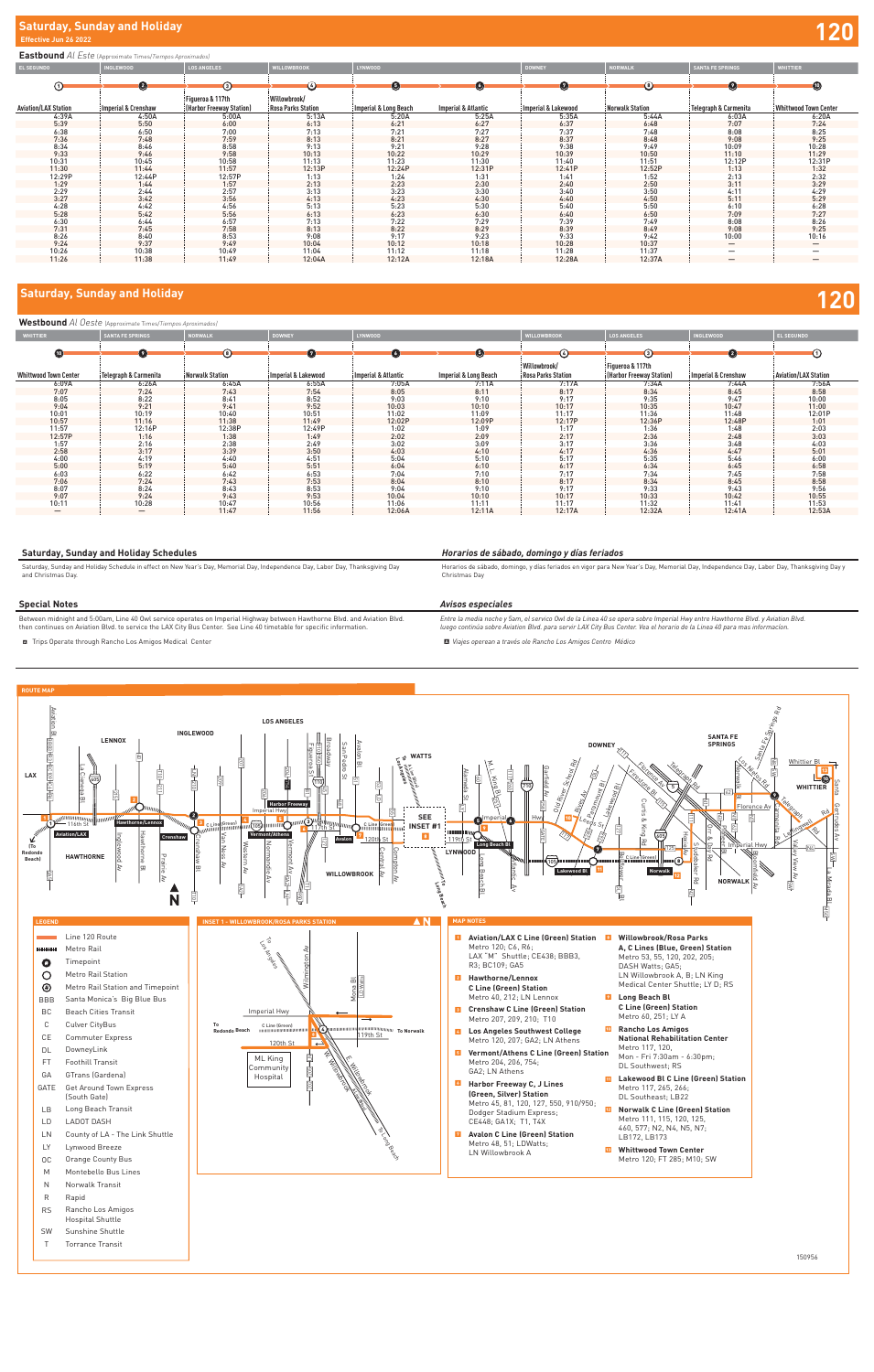## Saturday, Sunday and Holiday

Effective Jun 26 2022

# 120

### Eastbound *Al Este* (Approximate Times/Tiempos Aproximados)

| EL SEGUNDO | INGLEWOOD | LOS ANGELES | WILLOWBROOK | LYNWOOD | | DOWNEY | NORWALK | SANTA FE SPRINGS | WHITTIER |
|---|---|---|---|---|---|---|---|---|---|
| 1 | 2 | 3 | 4 | 5 | 6 | 7 | 8 | 9 | 10 |
| Aviation/LAX Station | Imperial & Crenshaw | Figueroa & 117th (Harbor Freeway Station) | Willowbrook/ Rosa Parks Station | Imperial & Long Beach | Imperial & Atlantic | Imperial & Lakewood | Norwalk Station | Telegraph & Carmenita | Whittwood Town Center |
| 4:39A | 4:50A | 5:00A | 5:13A | 5:20A | 5:25A | 5:35A | 5:44A | 6:03A | 6:20A |
| 5:39 | 5:50 | 6:00 | 6:13 | 6:21 | 6:27 | 6:37 | 6:48 | 7:07 | 7:24 |
| 6:38 | 6:50 | 7:00 | 7:13 | 7:21 | 7:27 | 7:37 | 7:48 | 8:08 | 8:25 |
| 7:36 | 7:48 | 7:59 | 8:13 | 8:21 | 8:27 | 8:37 | 8:48 | 9:08 | 9:25 |
| 8:34 | 8:46 | 8:58 | 9:13 | 9:21 | 9:28 | 9:38 | 9:49 | 10:09 | 10:28 |
| 9:33 | 9:46 | 9:58 | 10:13 | 10:22 | 10:29 | 10:39 | 10:50 | 11:10 | 11:29 |
| 10:31 | 10:45 | 10:58 | 11:13 | 11:23 | 11:30 | 11:40 | 11:51 | 12:12P | 12:31P |
| 11:30 | 11:44 | 11:57 | 12:13P | 12:24P | 12:31P | 12:41P | 12:52P | 1:13 | 1:32 |
| 12:29P | 12:44P | 12:57P | 1:13 | 1:24 | 1:31 | 1:41 | 1:52 | 2:13 | 2:32 |
| 1:29 | 1:44 | 1:57 | 2:13 | 2:23 | 2:30 | 2:40 | 2:50 | 3:11 | 3:29 |
| 2:29 | 2:44 | 2:57 | 3:13 | 3:23 | 3:30 | 3:40 | 3:50 | 4:11 | 4:29 |
| 3:27 | 3:42 | 3:56 | 4:13 | 4:23 | 4:30 | 4:40 | 4:50 | 5:11 | 5:29 |
| 4:28 | 4:42 | 4:56 | 5:13 | 5:23 | 5:30 | 5:40 | 5:50 | 6:10 | 6:28 |
| 5:28 | 5:42 | 5:56 | 6:13 | 6:23 | 6:30 | 6:40 | 6:50 | 7:09 | 7:27 |
| 6:30 | 6:44 | 6:57 | 7:13 | 7:22 | 7:29 | 7:39 | 7:49 | 8:08 | 8:26 |
| 7:31 | 7:45 | 7:58 | 8:13 | 8:22 | 8:29 | 8:39 | 8:49 | 9:08 | 9:25 |
| 8:26 | 8:40 | 8:53 | 9:08 | 9:17 | 9:23 | 9:33 | 9:42 | 10:00 | 10:16 |
| 9:24 | 9:37 | 9:49 | 10:04 | 10:12 | 10:18 | 10:28 | 10:37 | — | — |
| 10:26 | 10:38 | 10:49 | 11:04 | 11:12 | 11:18 | 11:28 | 11:37 | — | — |
| 11:26 | 11:38 | 11:49 | 12:04A | 12:12A | 12:18A | 12:28A | 12:37A | — | — |

## Saturday, Sunday and Holiday

# 120

### Westbound *Al Oeste* (Approximate Times/Tiempos Aproximados)

| WHITTIER | SANTA FE SPRINGS | NORWALK | DOWNEY | LYNWOOD | | WILLOWBROOK | LOS ANGELES | INGLEWOOD | EL SEGUNDO |
|---|---|---|---|---|---|---|---|---|---|
| 10 | 9 | 8 | 7 | 6 | 5 | 4 | 3 | 2 | 1 |
| Whittwood Town Center | Telegraph & Carmenita | Norwalk Station | Imperial & Lakewood | Imperial & Atlantic | Imperial & Long Beach | Willowbrook/ Rosa Parks Station | Figueroa & 117th (Harbor Freeway Station) | Imperial & Crenshaw | Aviation/LAX Station |
| 6:09A | 6:26A | 6:45A | 6:55A | 7:05A | 7:11A | 7:17A | 7:34A | 7:44A | 7:56A |
| 7:07 | 7:24 | 7:43 | 7:54 | 8:05 | 8:11 | 8:17 | 8:34 | 8:45 | 8:58 |
| 8:05 | 8:22 | 8:41 | 8:52 | 9:03 | 9:10 | 9:17 | 9:35 | 9:47 | 10:00 |
| 9:04 | 9:21 | 9:41 | 9:52 | 10:03 | 10:10 | 10:17 | 10:35 | 10:47 | 11:00 |
| 10:01 | 10:19 | 10:40 | 10:51 | 11:02 | 11:09 | 11:17 | 11:36 | 11:48 | 12:01P |
| 10:57 | 11:16 | 11:38 | 11:49 | 12:02P | 12:09P | 12:17P | 12:36P | 12:48P | 1:01 |
| 11:57 | 12:16P | 12:38P | 12:49P | 1:02 | 1:09 | 1:17 | 1:36 | 1:48 | 2:03 |
| 12:57P | 1:16 | 1:38 | 1:49 | 2:02 | 2:09 | 2:17 | 2:36 | 2:48 | 3:03 |
| 1:57 | 2:16 | 2:38 | 2:49 | 3:02 | 3:09 | 3:17 | 3:36 | 3:48 | 4:03 |
| 2:58 | 3:17 | 3:39 | 3:50 | 4:03 | 4:10 | 4:17 | 4:36 | 4:47 | 5:01 |
| 4:00 | 4:19 | 4:41 | 4:51 | 5:04 | 5:10 | 5:17 | 5:35 | 5:46 | 6:00 |
| 5:00 | 5:19 | 5:40 | 5:51 | 6:04 | 6:10 | 6:17 | 6:34 | 6:45 | 6:58 |
| 6:03 | 6:22 | 6:42 | 6:53 | 7:04 | 7:10 | 7:17 | 7:34 | 7:45 | 7:58 |
| 7:06 | 7:24 | 7:43 | 7:53 | 8:04 | 8:10 | 8:17 | 8:34 | 8:45 | 8:58 |
| 8:07 | 8:24 | 8:43 | 8:53 | 9:04 | 9:10 | 9:17 | 9:33 | 9:43 | 9:56 |
| 9:07 | 9:24 | 9:43 | 9:53 | 10:04 | 10:10 | 10:17 | 10:33 | 10:42 | 10:55 |
| 10:11 | 10:28 | 10:47 | 10:56 | 11:06 | 11:11 | 11:17 | 11:32 | 11:41 | 11:53 |
| — | — | 11:47 | 11:56 | 12:06A | 12:11A | 12:17A | 12:32A | 12:41A | 12:53A |

### Saturday, Sunday and Holiday Schedules

Saturday, Sunday and Holiday Schedule in effect on New Year's Day, Memorial Day, Independence Day, Labor Day, Thanksgiving Day and Christmas Day.

### *Horarios de sábado, domingo y días feriados*

*Horarios de sábado, domingo, y días feriados en vigor para New Year's Day, Memorial Day, Independence Day, Labor Day, Thanksgiving Day y Christmas Day.*

### Special Notes

Between midnight and 5:00am, Line 40 Owl service operates on Imperial Highway between Hawthorne Blvd. and Aviation Blvd. then continues on Aviation Blvd. to service the LAX City Bus Center. See Line 40 timetable for specific information.

B Trips Operate through Rancho Los Amigos Medical Center

### *Avisos especiales*

*Entre la media noche y 5am, el servico Owl de la Línea 40 se opera sobre Imperial Hwy entre Hawthorne Blvd. y Aviation Blvd. luego continúa sobre Aviation Blvd. para servir LAX City Bus Center. Vea el horario de la Línea 40 para mas informacion.*

B *Viajes operean a través ole Rancho Los Amigos Centro Médico*

### ROUTE MAP

LENNOX, INGLEWOOD, LOS ANGELES, WATTS, LAX, HAWTHORNE, WILLOWBROOK, LYNWOOD, DOWNEY, SANTA FE SPRINGS, WHITTIER, NORWALK, SEE INSET #1

### LEGEND

- Line 120 Route
- Metro Rail
- Timepoint
- Metro Rail Station
- Metro Rail Station and Timepoint
- BBB Santa Monica's Big Blue Bus
- BC Beach Cities Transit
- C Culver CityBus
- CE Commuter Express
- DL DowneyLink
- FT Foothill Transit
- GA GTrans (Gardena)
- GATE Get Around Town Express (South Gate)
- LB Long Beach Transit
- LD LADOT DASH
- LN County of LA - The Link Shuttle
- LY Lynwood Breeze
- M Montebello Bus Lines
- N Norwalk Transit
- OC Orange County Bus
- R Rapid
- RS Rancho Los Amigos Hospital Shuttle
- SW Sunshine Shuttle
- T Torrance Transit

### INSET 1 - WILLOWBROOK/ROSA PARKS STATION

To Los Angeles, Imperial Hwy, To Redondo Beach, C Line (Green), 120th St, 119th St, To Norwalk, ML King Community Hospital, To Long Beach

### MAP NOTES

1. **Aviation/LAX C Line (Green) Station** Metro 120; C6, R6; LAX "M" Shuttle; CE438; BBB3, R3; BC109; GA5
2. **Hawthorne/Lennox C Line (Green) Station** Metro 40, 212; LN Lennox
3. **Crenshaw C Line (Green) Station** Metro 207, 209, 210; T10
4. **Los Angeles Southwest College** Metro 120, 207; GA2; LN Athens
5. **Vermont/Athens C Line (Green) Station** Metro 204, 206, 754; GA2; LN Athens
6. **Harbor Freeway C, J Lines (Green, Silver) Station** Metro 45, 81, 120, 127, 550, 910/950; Dodger Stadium Express; CE448; GA1X; T1, T4X
7. **Avalon C Line (Green) Station** Metro 48, 51; LDWatts; LN Willowbrook A
8. **Willowbrook/Rosa Parks A, C Lines (Blue, Green) Station** Metro 53, 55, 120, 202, 205; DASH Watts; GA5; LN Willowbrook A, B; LN King Medical Center Shuttle; LY D; RS
9. **Long Beach Bl C Line (Green) Station** Metro 60, 251; LY A
10. **Rancho Los Amigos National Rehabilitation Center** Metro 117, 120, Mon - Fri 7:30am - 6:30pm; DL Southwest; RS
11. **Lakewood Bl C Line (Green) Station** Metro 117, 265, 266; DL Southeast; LB22
12. **Norwalk C Line (Green) Station** Metro 111, 115, 120, 125, 460, 577; N2, N4, N5, N7; LB172, LB173
13. **Whittwood Town Center** Metro 120; FT 285; M10; SW

150956